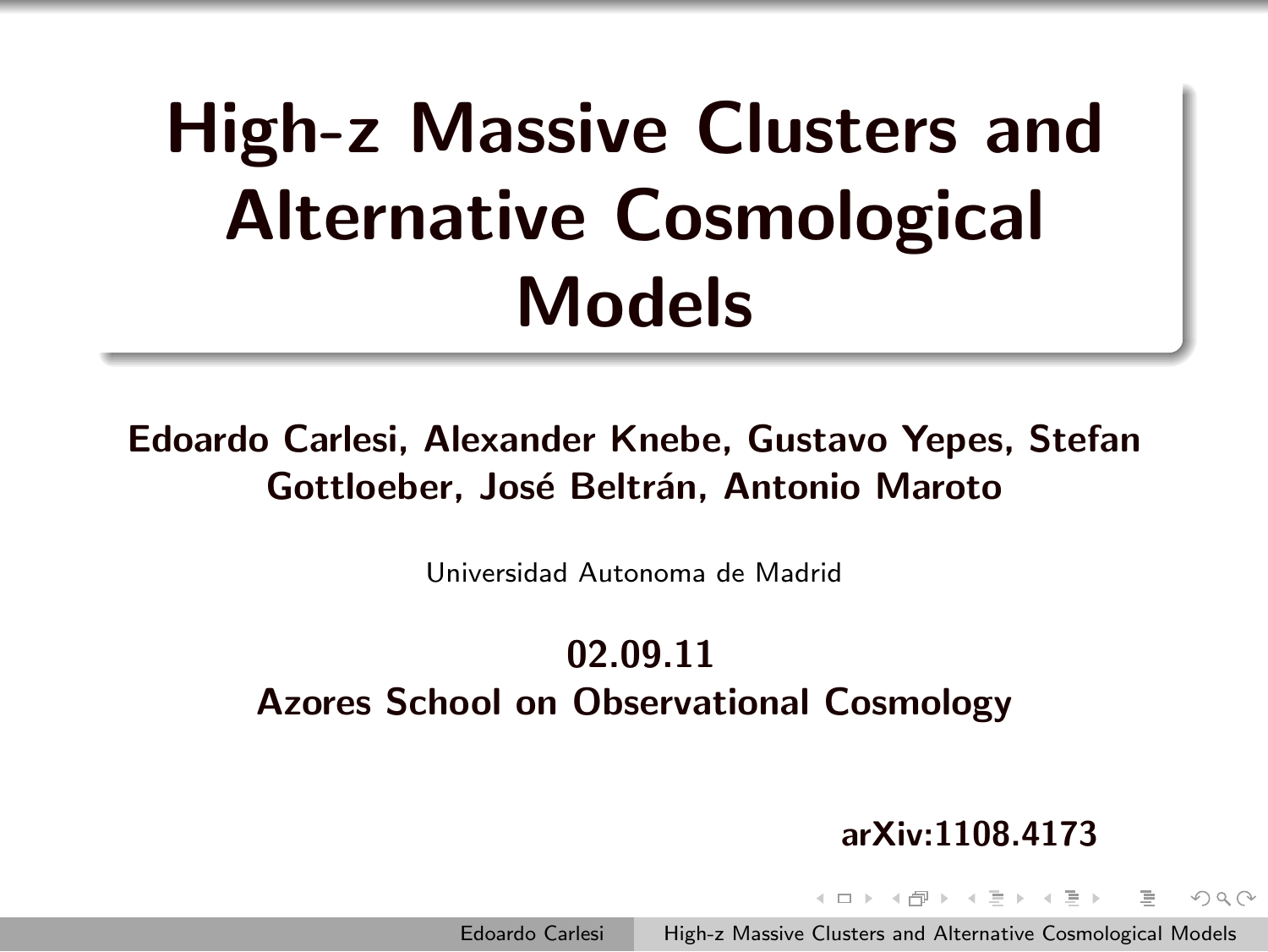# High-z Massive Clusters and Alternative Cosmological Models

**Edoardo Carlesi, Alexander Knebe, Gustavo Yepes, Stefan Gottloeber, José Beltrán, Antonio Maroto**

Universidad Autonoma de Madrid

**02.09.11**
**Azores School on Observational Cosmology**

**arXiv:1108.4173**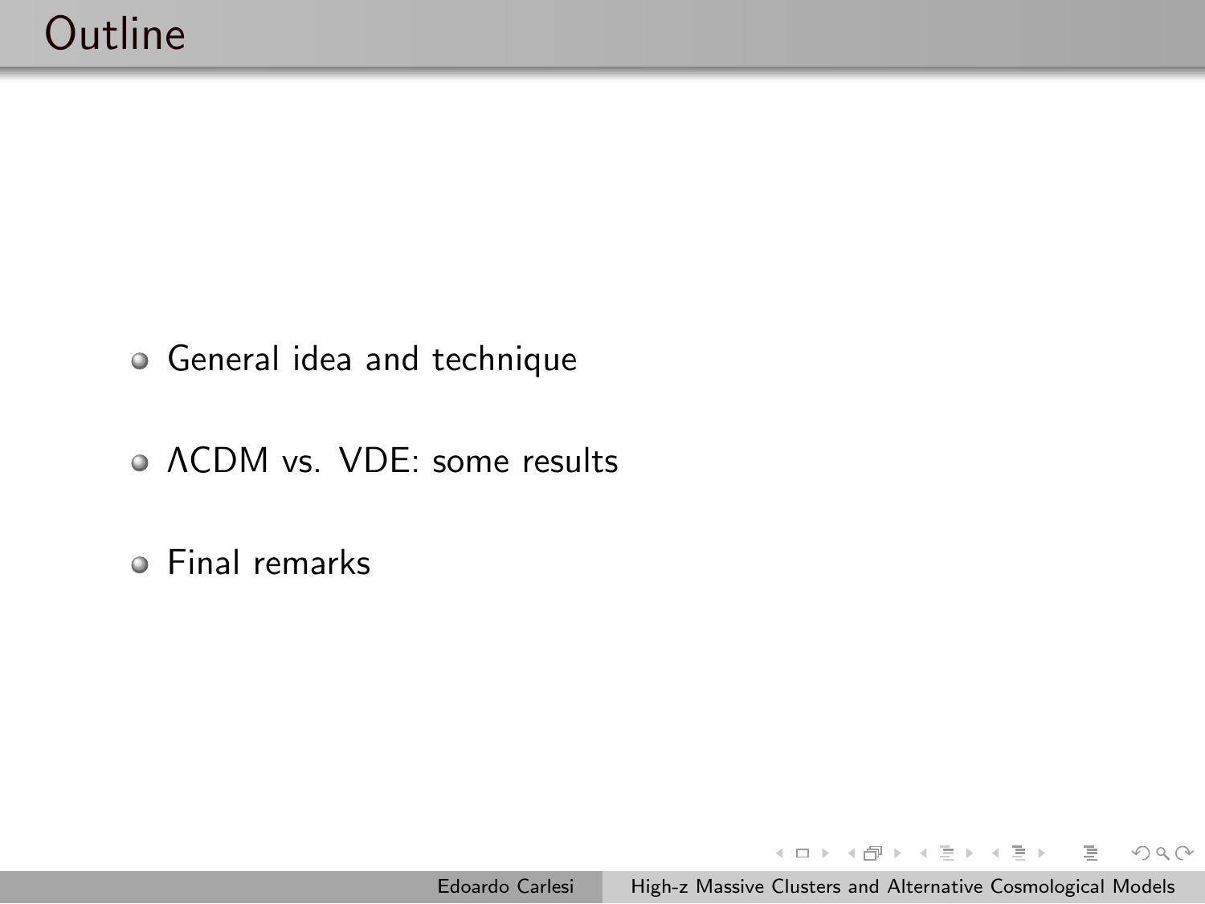# Outline

- General idea and technique
- $\Lambda$CDM vs. VDE: some results
- Final remarks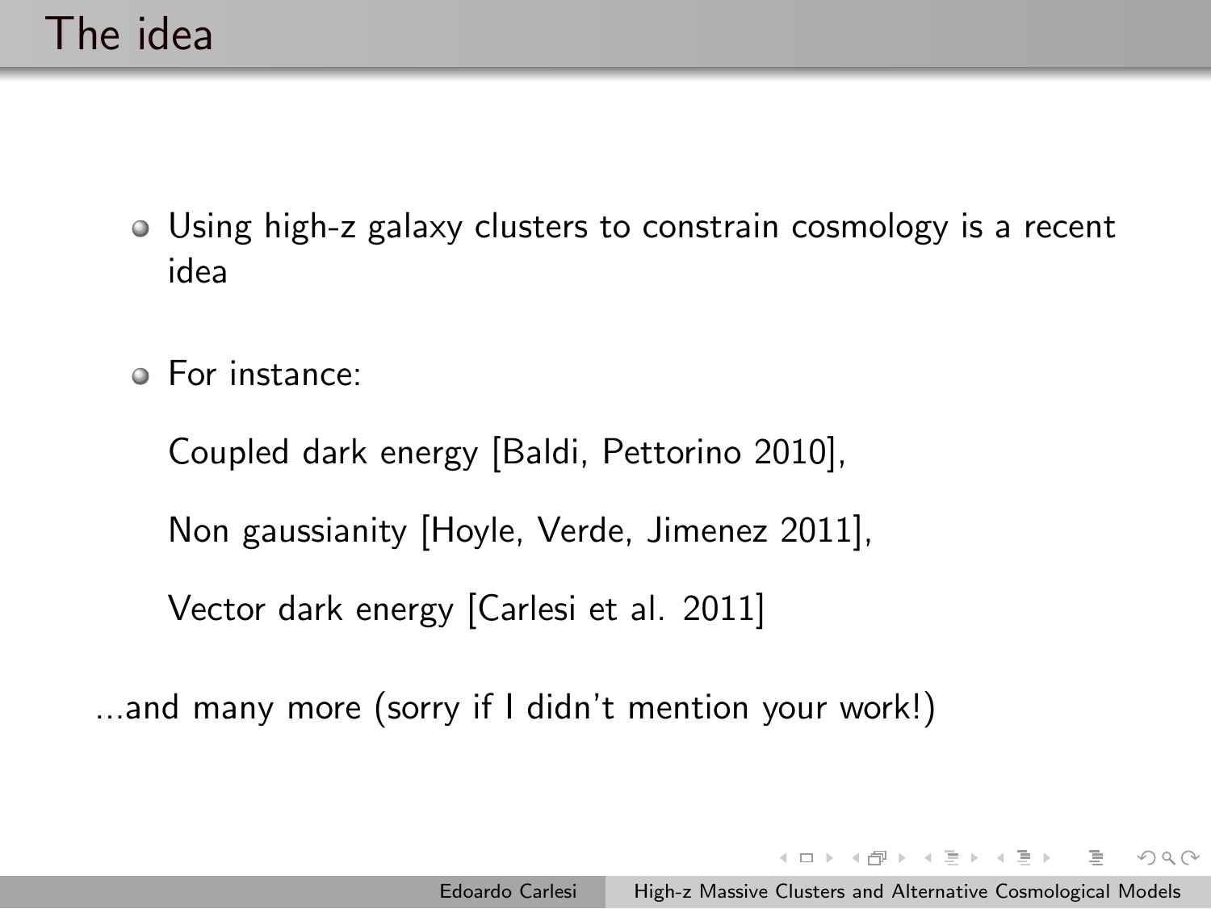# The idea

- Using high-z galaxy clusters to constrain cosmology is a recent idea
- For instance:

  Coupled dark energy [Baldi, Pettorino 2010],

  Non gaussianity [Hoyle, Verde, Jimenez 2011],

  Vector dark energy [Carlesi et al. 2011]

...and many more (sorry if I didn't mention your work!)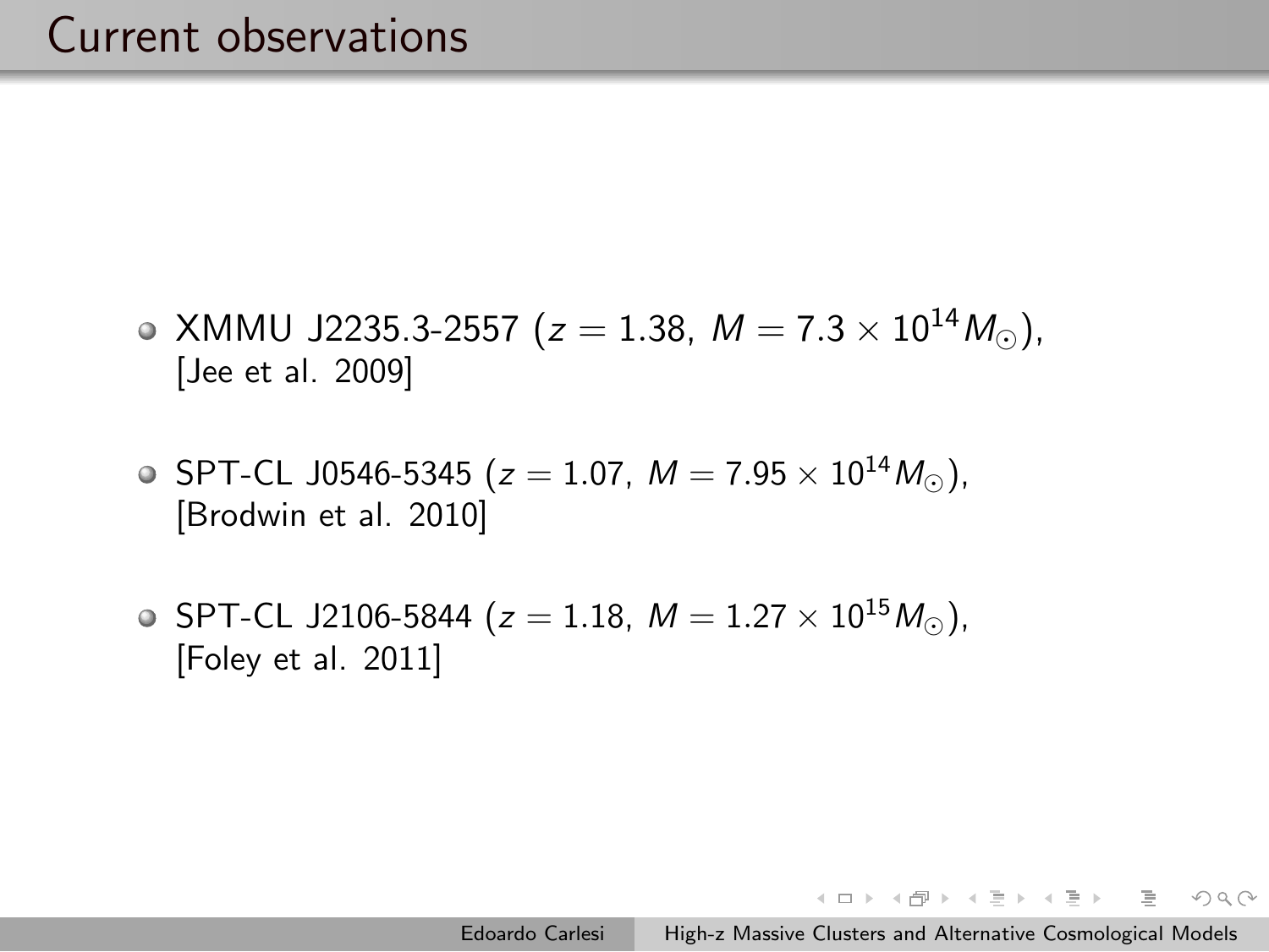# Current observations

- XMMU J2235.3-2557 ($z = 1.38$, $M = 7.3 \times 10^{14} M_{\odot}$), [Jee et al. 2009]
- SPT-CL J0546-5345 ($z = 1.07$, $M = 7.95 \times 10^{14} M_{\odot}$), [Brodwin et al. 2010]
- SPT-CL J2106-5844 ($z = 1.18$, $M = 1.27 \times 10^{15} M_{\odot}$), [Foley et al. 2011]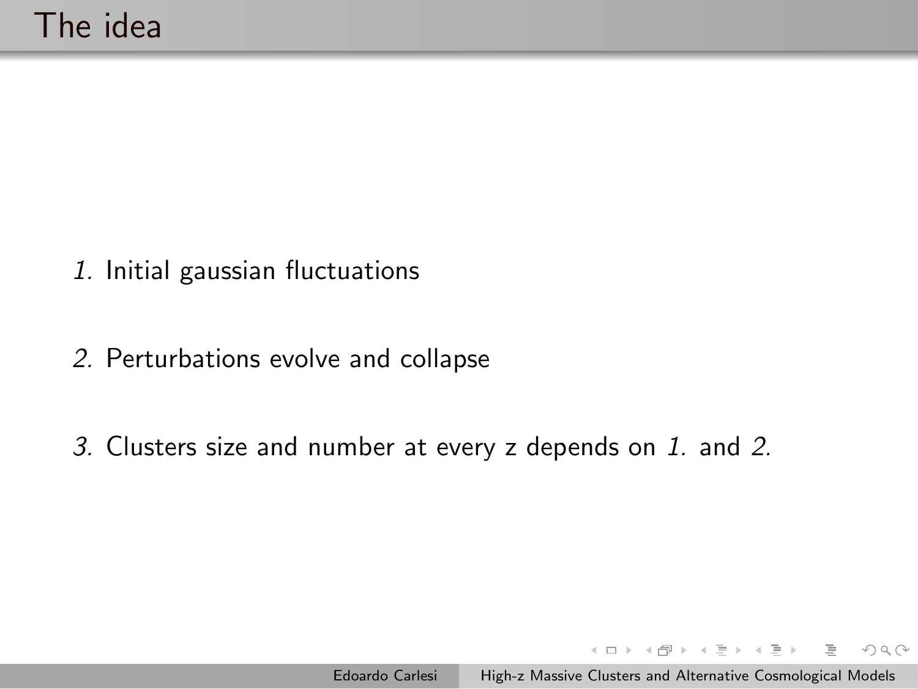# The idea

*1.* Initial gaussian fluctuations

*2.* Perturbations evolve and collapse

*3.* Clusters size and number at every z depends on *1.* and *2.*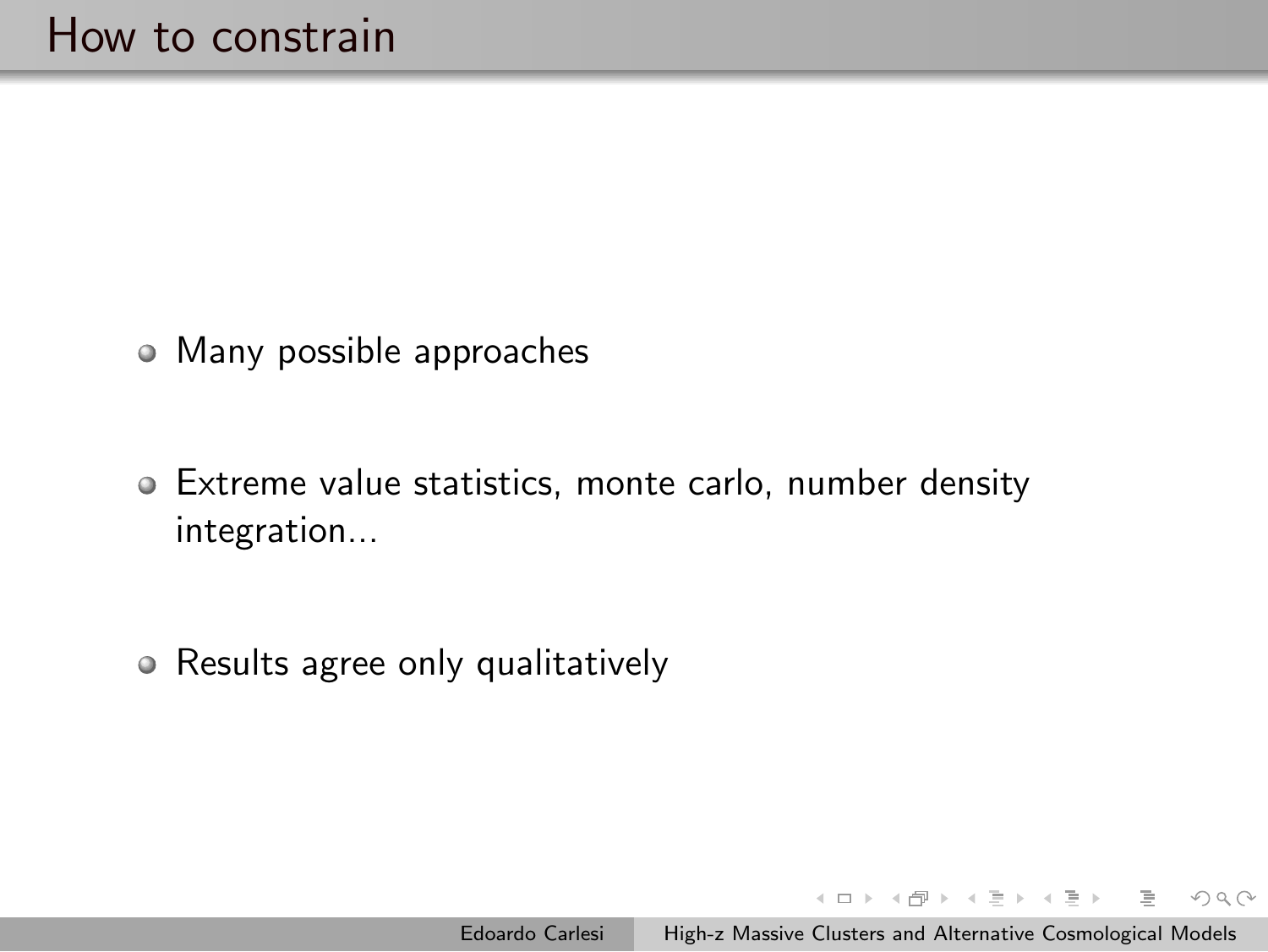# How to constrain

- Many possible approaches
- Extreme value statistics, monte carlo, number density integration...
- Results agree only qualitatively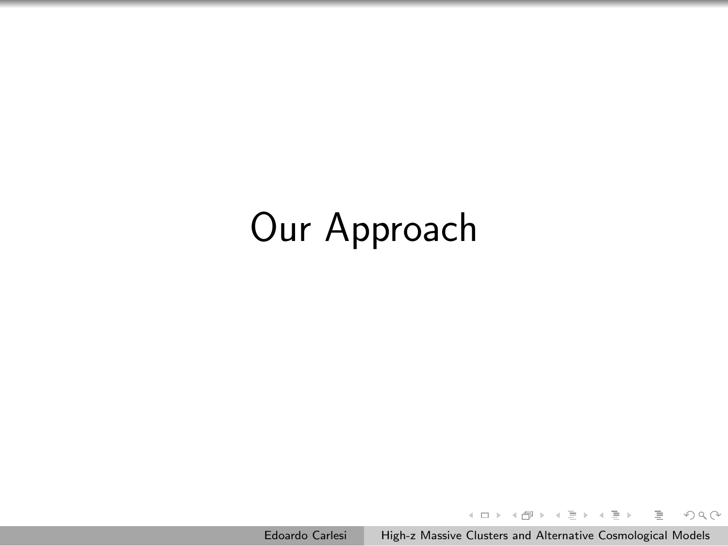# Our Approach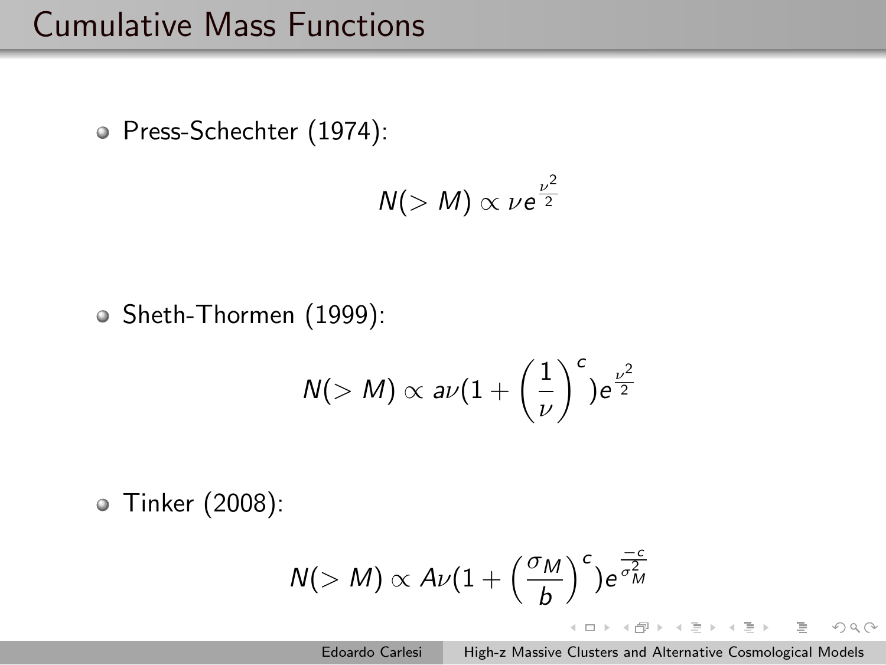# Cumulative Mass Functions

- Press-Schechter (1974):

$$N(>M) \propto \nu e^{\frac{\nu^2}{2}}$$

- Sheth-Thormen (1999):

$$N(>M) \propto a\nu(1+\left(\frac{1}{\nu}\right)^c)e^{\frac{\nu^2}{2}}$$

- Tinker (2008):

$$N(>M) \propto A\nu(1+\left(\frac{\sigma_M}{b}\right)^c)e^{\frac{-c}{\sigma_M^2}}$$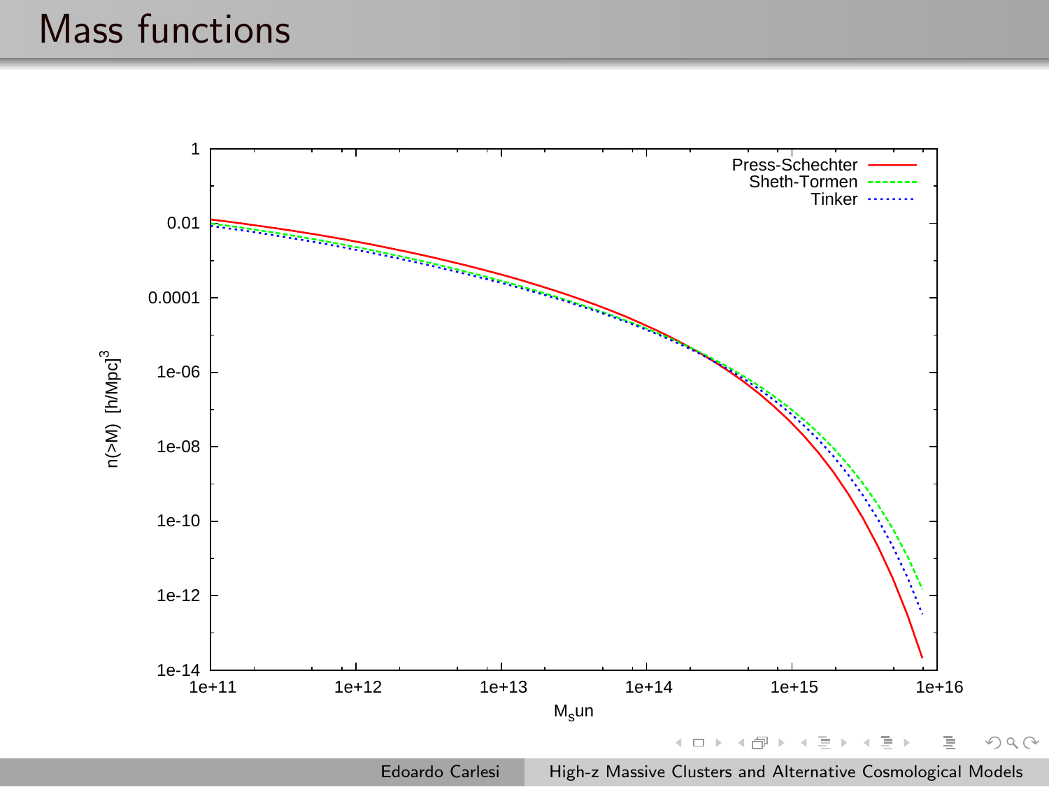# Mass functions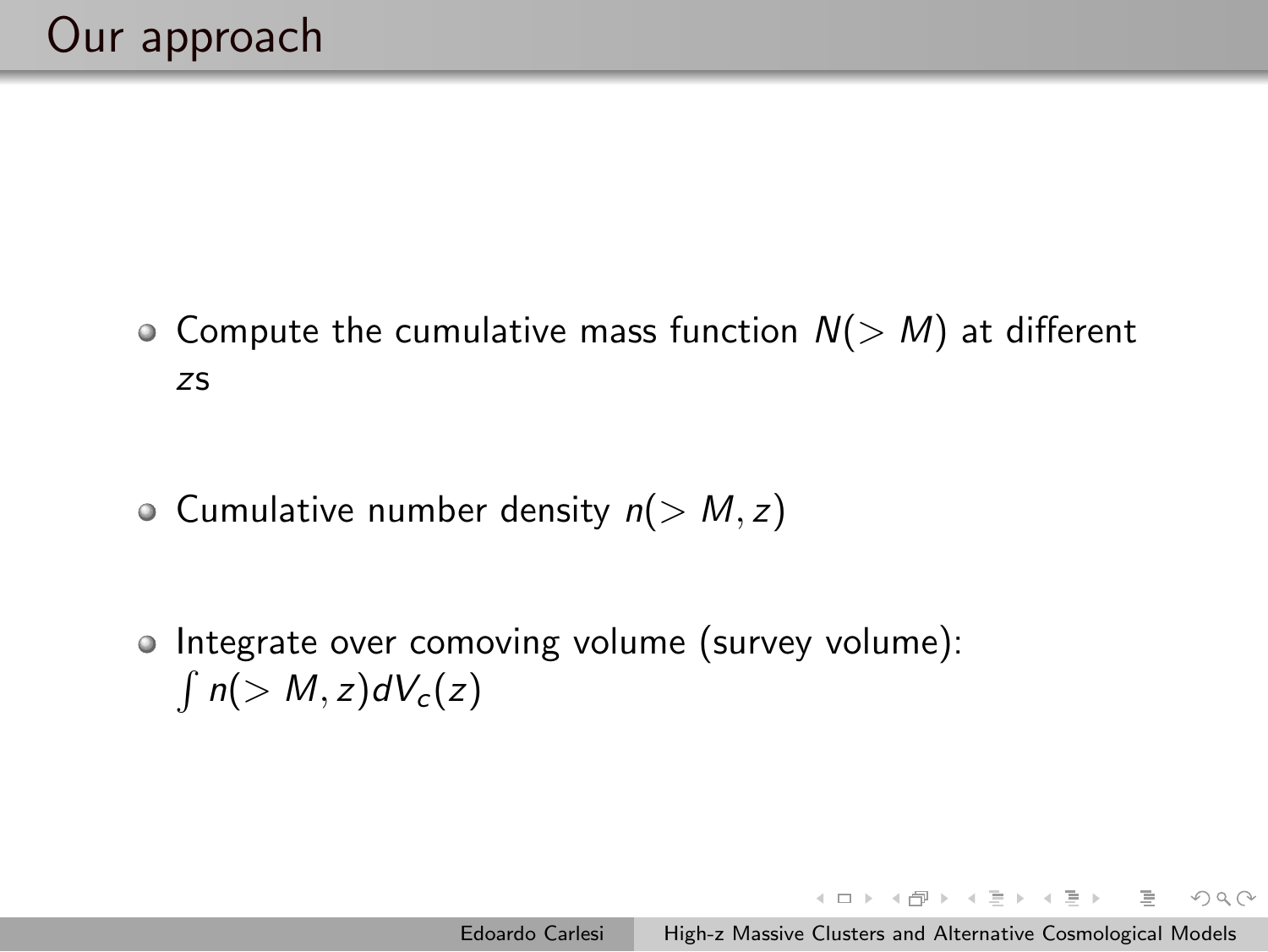# Our approach

- Compute the cumulative mass function $N(> M)$ at different $z$s
- Cumulative number density $n(> M, z)$
- Integrate over comoving volume (survey volume): $\int n(> M, z) dV_c(z)$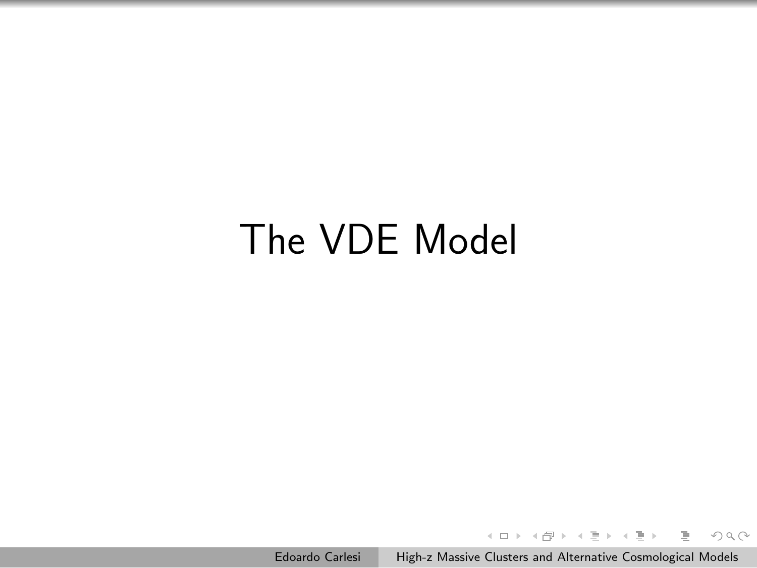# The VDE Model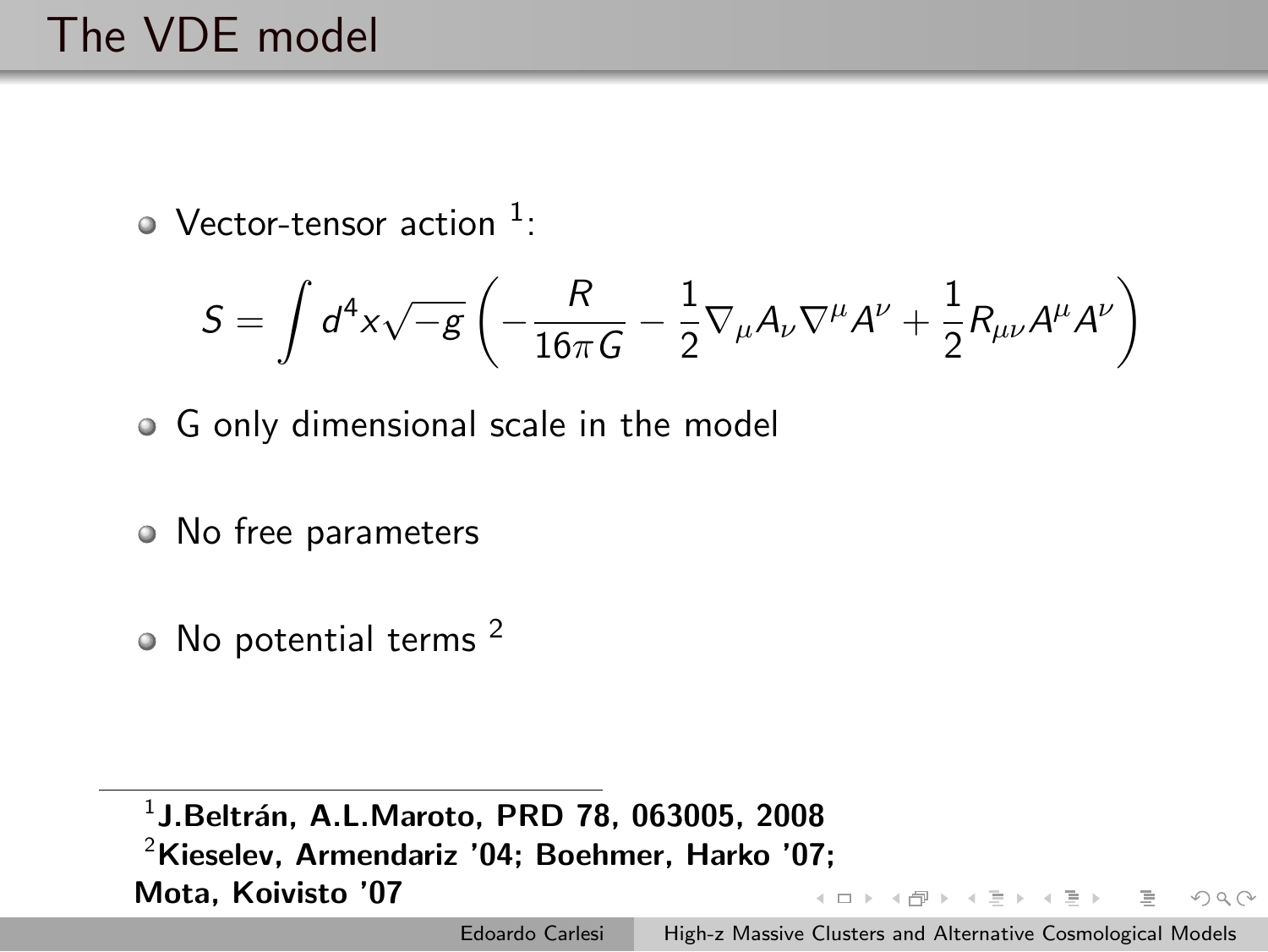# The VDE model

- Vector-tensor action [1]:

$$S = \int d^4x \sqrt{-g} \left( -\frac{R}{16\pi G} - \frac{1}{2} \nabla_\mu A_\nu \nabla^\mu A^\nu + \frac{1}{2} R_{\mu\nu} A^\mu A^\nu \right)$$

- G only dimensional scale in the model
- No free parameters
- No potential terms [2]

---

[1] **J.Beltrán, A.L.Maroto, PRD 78, 063005, 2008**

[2] **Kieselev, Armendariz '04; Boehmer, Harko '07; Mota, Koivisto '07**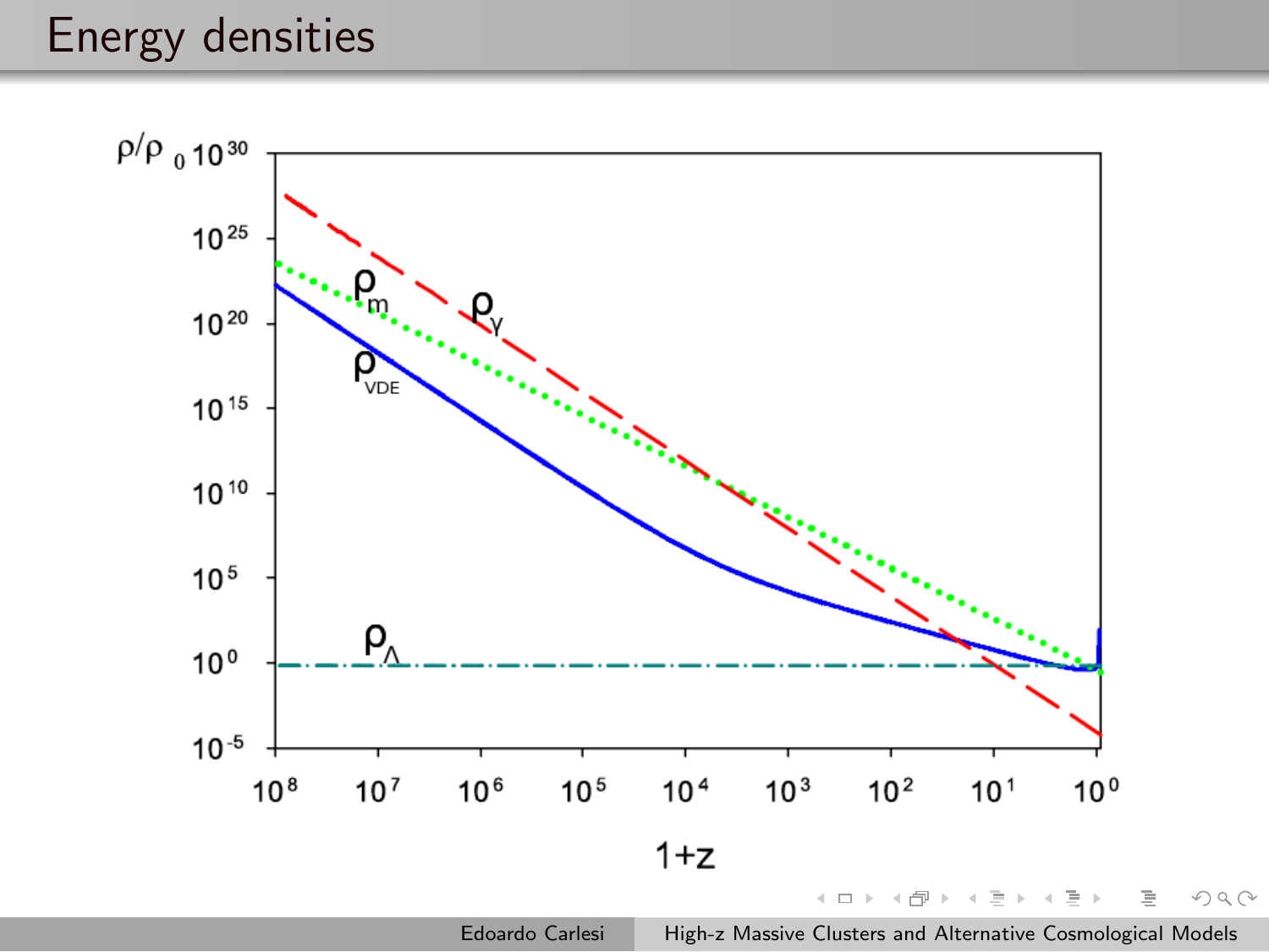# Energy densities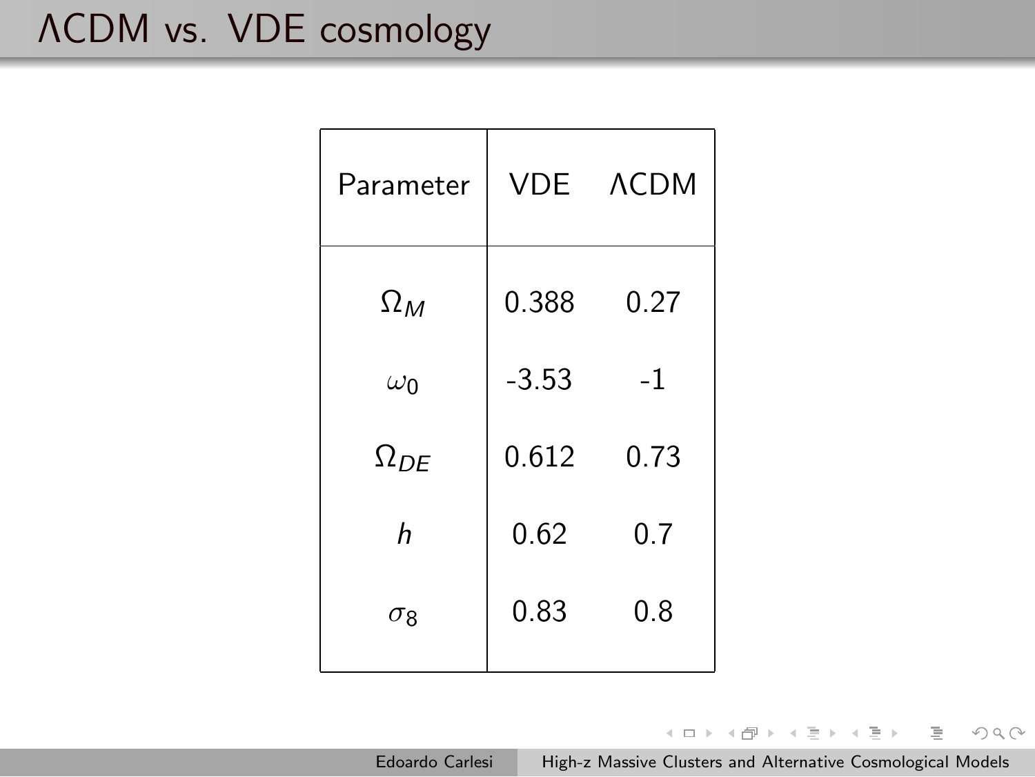# ΛCDM vs. VDE cosmology

| Parameter | VDE | ΛCDM |
|---|---|---|
| $\Omega_M$ | 0.388 | 0.27 |
| $\omega_0$ | -3.53 | -1 |
| $\Omega_{DE}$ | 0.612 | 0.73 |
| $h$ | 0.62 | 0.7 |
| $\sigma_8$ | 0.83 | 0.8 |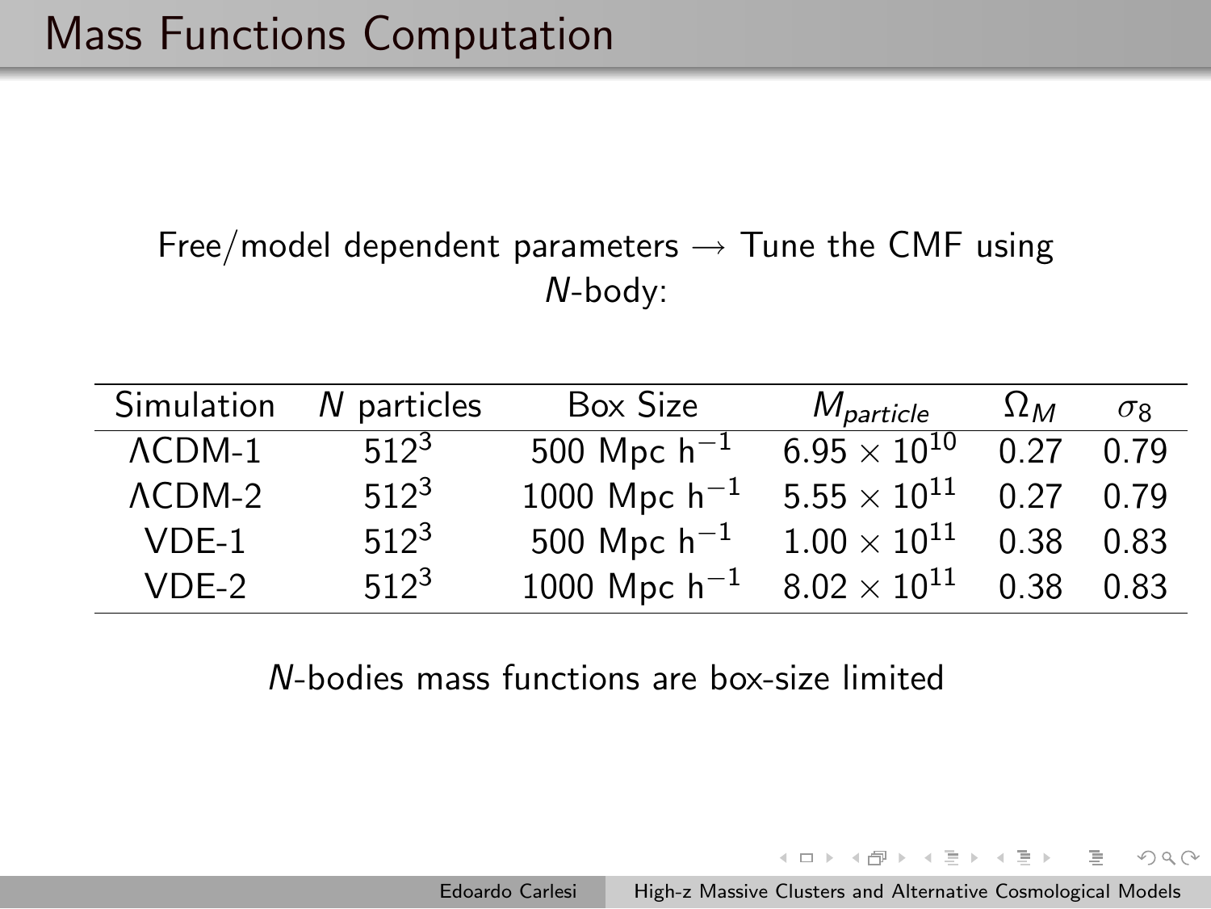# Mass Functions Computation

Free/model dependent parameters $\rightarrow$ Tune the CMF using $N$-body:

| Simulation | $N$ particles | Box Size | $M_{particle}$ | $\Omega_M$ | $\sigma_8$ |
|---|---|---|---|---|---|
| $\Lambda$CDM-1 | $512^3$ | 500 Mpc $h^{-1}$ | $6.95 \times 10^{10}$ | 0.27 | 0.79 |
| $\Lambda$CDM-2 | $512^3$ | 1000 Mpc $h^{-1}$ | $5.55 \times 10^{11}$ | 0.27 | 0.79 |
| VDE-1 | $512^3$ | 500 Mpc $h^{-1}$ | $1.00 \times 10^{11}$ | 0.38 | 0.83 |
| VDE-2 | $512^3$ | 1000 Mpc $h^{-1}$ | $8.02 \times 10^{11}$ | 0.38 | 0.83 |

$N$-bodies mass functions are box-size limited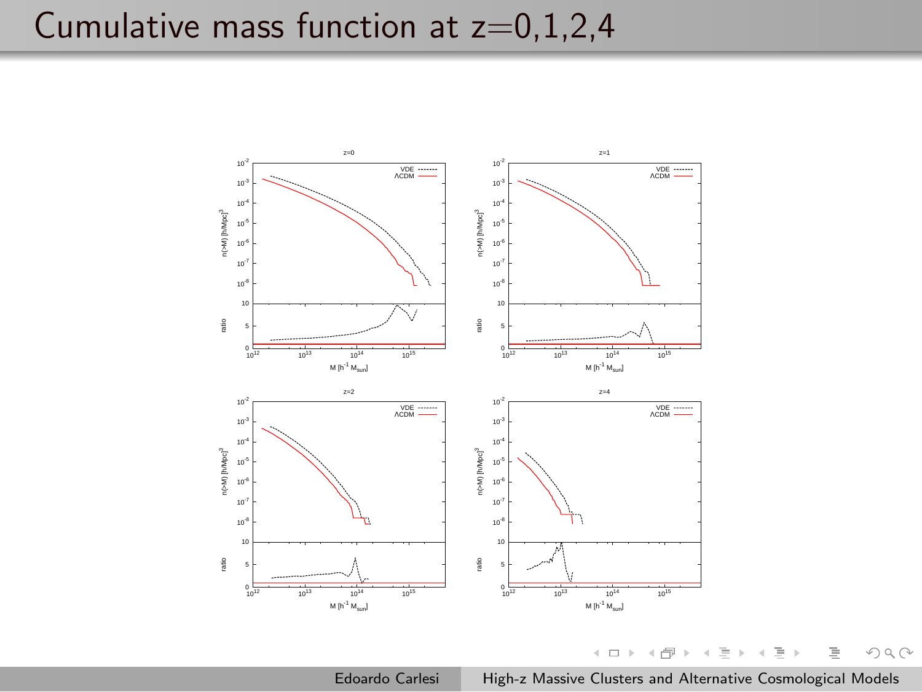# Cumulative mass function at z=0,1,2,4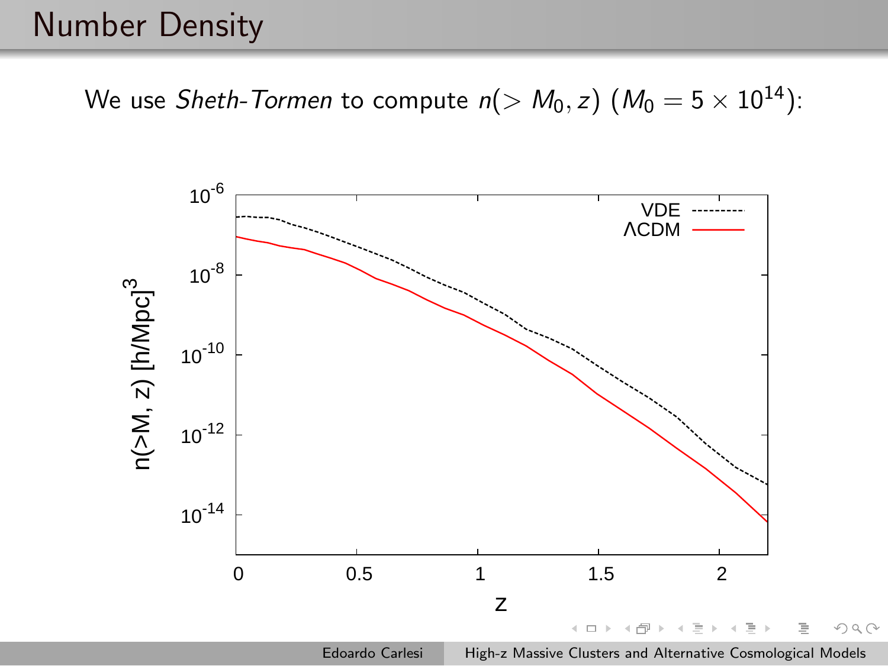# Number Density

We use *Sheth-Tormen* to compute $n(> M_0, z)$ ($M_0 = 5 \times 10^{14}$):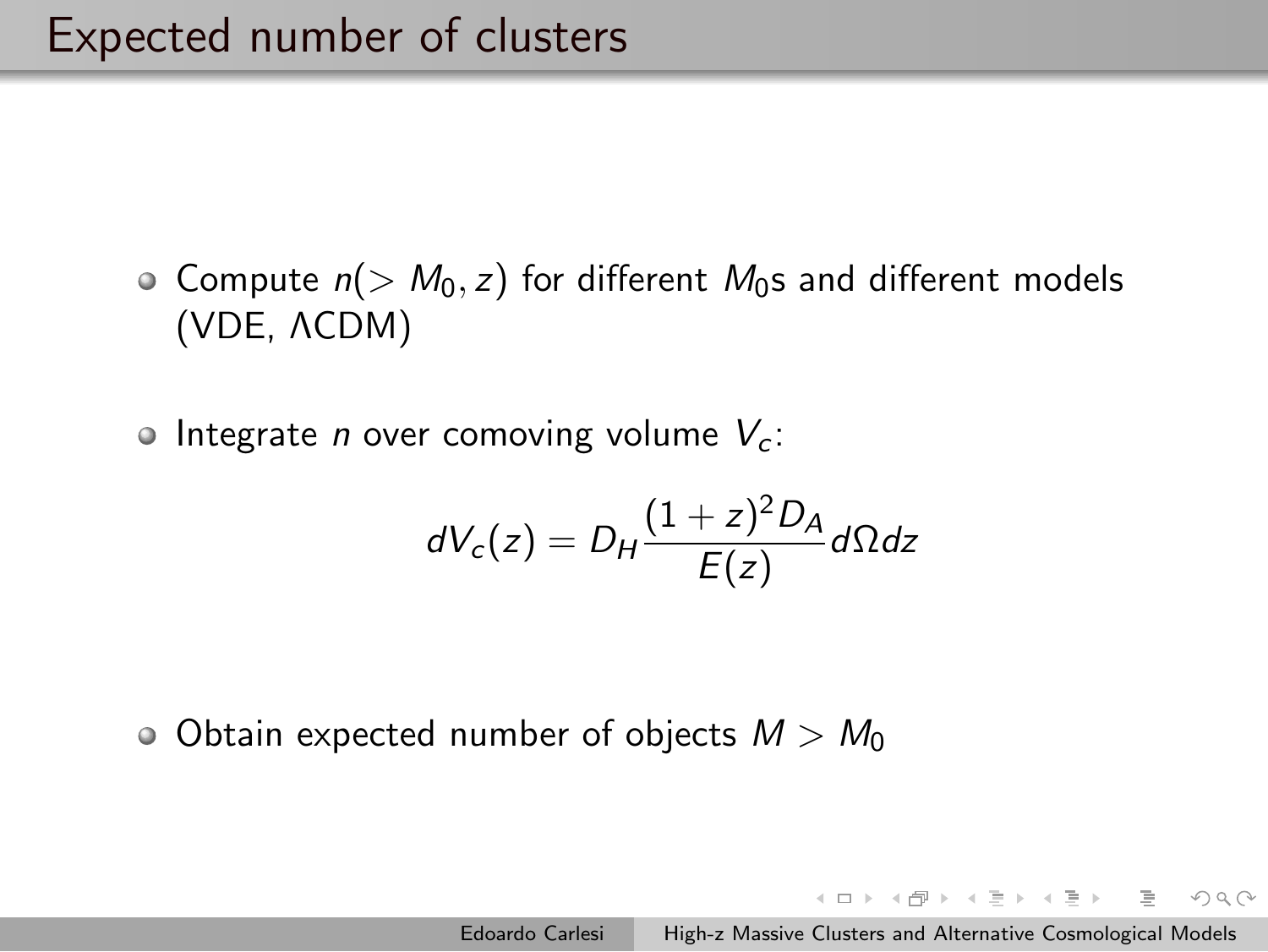# Expected number of clusters

- Compute $n(> M_0, z)$ for different $M_0$s and different models (VDE, $\Lambda$CDM)
- Integrate $n$ over comoving volume $V_c$:

$$dV_c(z) = D_H \frac{(1+z)^2 D_A}{E(z)} d\Omega dz$$

- Obtain expected number of objects $M > M_0$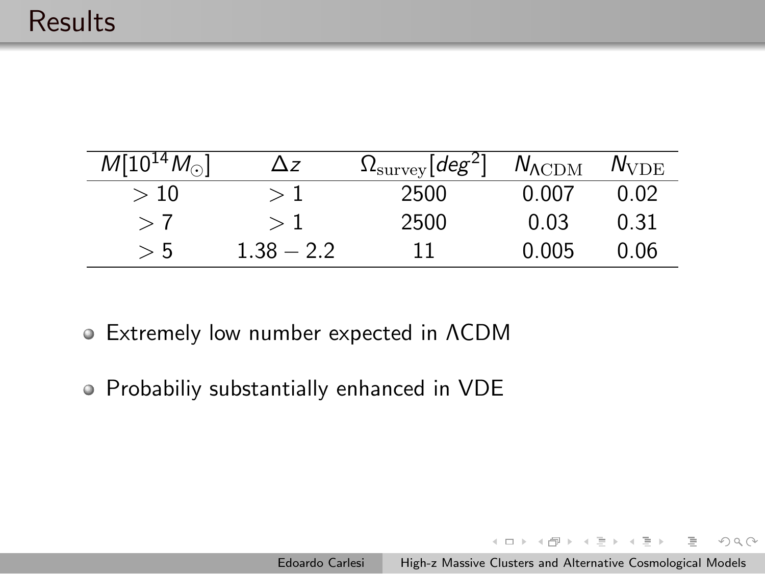# Results

| $M[10^{14} M_{\odot}]$ | $\Delta z$ | $\Omega_{\rm survey}[deg^2]$ | $N_{\Lambda\rm CDM}$ | $N_{\rm VDE}$ |
|---|---|---|---|---|
| $> 10$ | $> 1$ | 2500 | 0.007 | 0.02 |
| $> 7$ | $> 1$ | 2500 | 0.03 | 0.31 |
| $> 5$ | $1.38 - 2.2$ | 11 | 0.005 | 0.06 |

- Extremely low number expected in ΛCDM
- Probabiliy substantially enhanced in VDE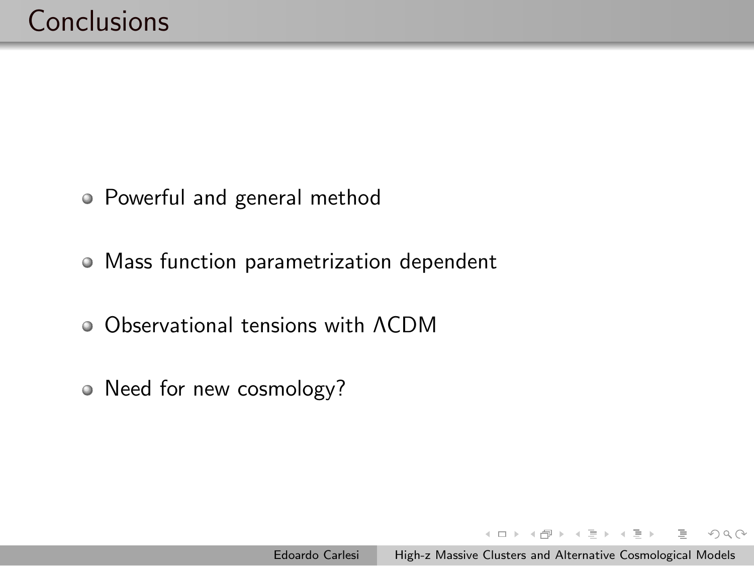# Conclusions

- Powerful and general method
- Mass function parametrization dependent
- Observational tensions with $\Lambda$CDM
- Need for new cosmology?